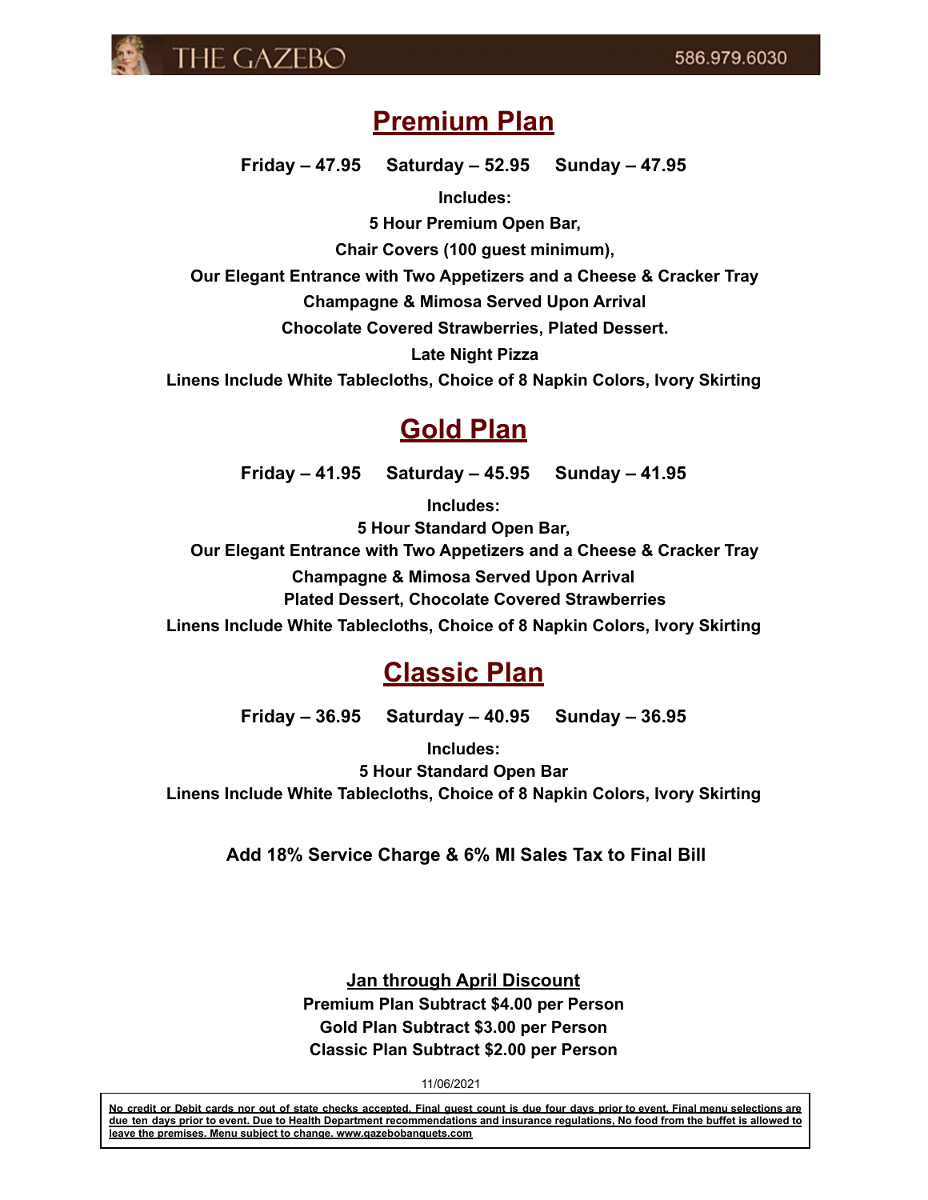# Premium Plan

**Friday – 47.95 Saturday – 52.95 Sunday – 47.95**

**Includes:**

**5 Hour Premium Open Bar,**

**Chair Covers (100 guest minimum),**

**Our Elegant Entrance with Two Appetizers and a Cheese & Cracker Tray**

**Champagne & Mimosa Served Upon Arrival**

**Chocolate Covered Strawberries, Plated Dessert.**

**Late Night Pizza**

**Linens Include White Tablecloths, Choice of 8 Napkin Colors, Ivory Skirting**

# Gold Plan

**Friday – 41.95 Saturday – 45.95 Sunday – 41.95**

**Includes:**

**5 Hour Standard Open Bar,**

**Our Elegant Entrance with Two Appetizers and a Cheese & Cracker Tray**

**Champagne & Mimosa Served Upon Arrival**

**Plated Dessert, Chocolate Covered Strawberries**

**Linens Include White Tablecloths, Choice of 8 Napkin Colors, Ivory Skirting**

# Classic Plan

**Friday – 36.95 Saturday – 40.95 Sunday – 36.95**

**Includes:**

**5 Hour Standard Open Bar**

**Linens Include White Tablecloths, Choice of 8 Napkin Colors, Ivory Skirting**

**Add 18% Service Charge & 6% MI Sales Tax to Final Bill**

**Jan through April Discount**

**Premium Plan Subtract $4.00 per Person**

**Gold Plan Subtract $3.00 per Person**

**Classic Plan Subtract $2.00 per Person**

11/06/2021

**No credit or Debit cards nor out of state checks accepted. Final guest count is due four days prior to event. Final menu selections are due ten days prior to event. Due to Health Department recommendations and insurance regulations, No food from the buffet is allowed to leave the premises. Menu subject to change. www.gazebobanquets.com**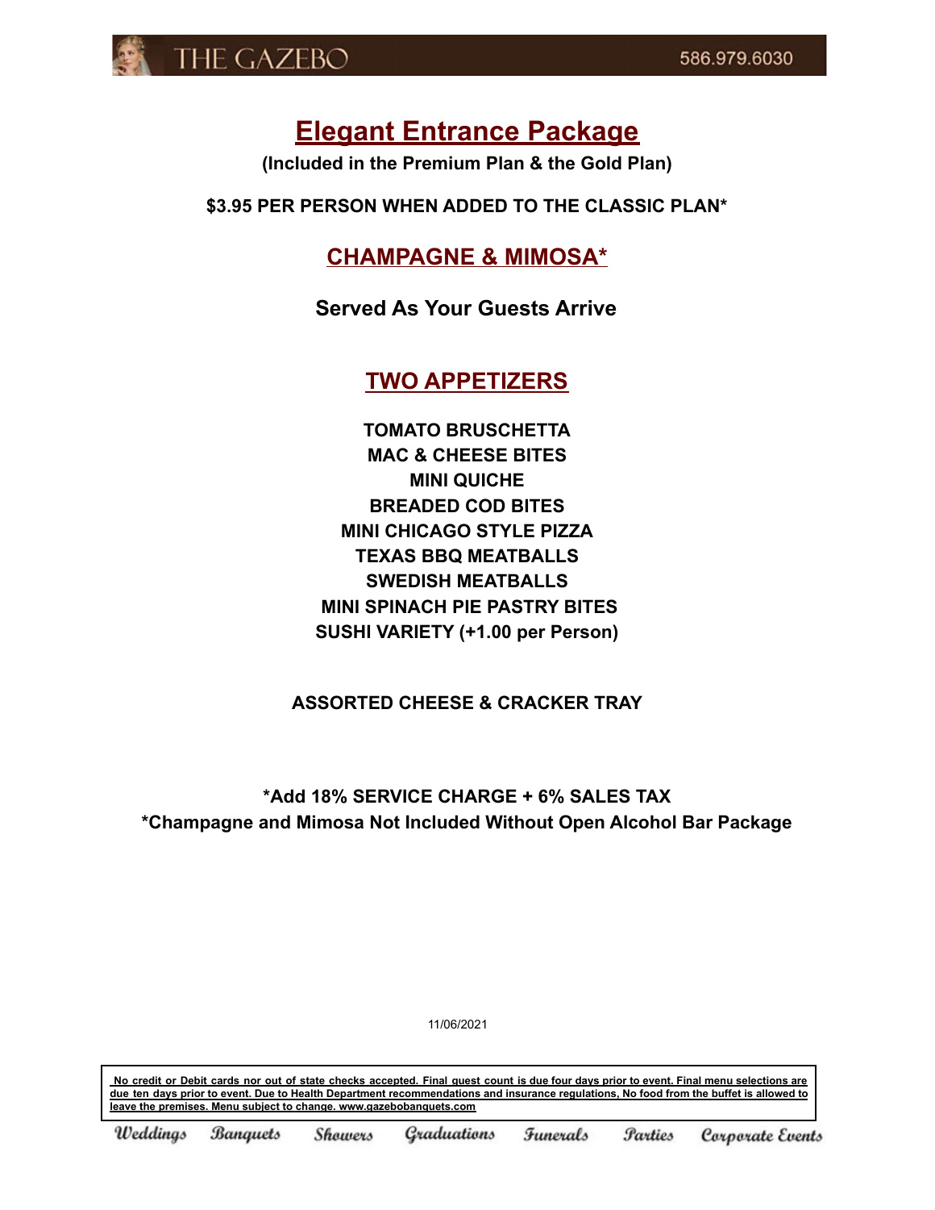# Elegant Entrance Package

**(Included in the Premium Plan & the Gold Plan)**

**$3.95 PER PERSON WHEN ADDED TO THE CLASSIC PLAN***

## CHAMPAGNE & MIMOSA*

**Served As Your Guests Arrive**

## TWO APPETIZERS

**TOMATO BRUSCHETTA**
**MAC & CHEESE BITES**
**MINI QUICHE**
**BREADED COD BITES**
**MINI CHICAGO STYLE PIZZA**
**TEXAS BBQ MEATBALLS**
**SWEDISH MEATBALLS**
**MINI SPINACH PIE PASTRY BITES**
**SUSHI VARIETY (+1.00 per Person)**

**ASSORTED CHEESE & CRACKER TRAY**

**\*Add 18% SERVICE CHARGE + 6% SALES TAX**
**\*Champagne and Mimosa Not Included Without Open Alcohol Bar Package**

11/06/2021

**No credit or Debit cards nor out of state checks accepted. Final guest count is due four days prior to event. Final menu selections are due ten days prior to event. Due to Health Department recommendations and insurance regulations, No food from the buffet is allowed to leave the premises. Menu subject to change. www.gazebobanquets.com**

*Weddings* *Banquets* *Showers* *Graduations* *Funerals* *Parties* *Corporate Events*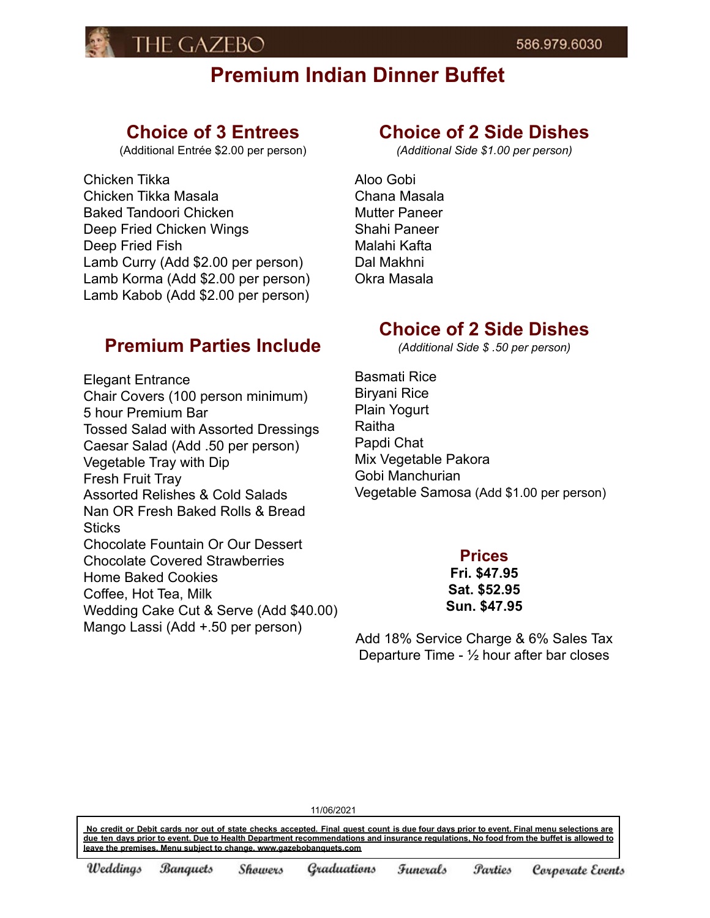THE GAZEBO 586.979.6030

# Premium Indian Dinner Buffet

## Choice of 3 Entrees

(Additional Entrée $2.00 per person)

Chicken Tikka
Chicken Tikka Masala
Baked Tandoori Chicken
Deep Fried Chicken Wings
Deep Fried Fish
Lamb Curry (Add $2.00 per person)
Lamb Korma (Add $2.00 per person)
Lamb Kabob (Add $2.00 per person)

## Premium Parties Include

Elegant Entrance
Chair Covers (100 person minimum)
5 hour Premium Bar
Tossed Salad with Assorted Dressings
Caesar Salad (Add .50 per person)
Vegetable Tray with Dip
Fresh Fruit Tray
Assorted Relishes & Cold Salads
Nan OR Fresh Baked Rolls & Bread Sticks
Chocolate Fountain Or Our Dessert
Chocolate Covered Strawberries
Home Baked Cookies
Coffee, Hot Tea, Milk
Wedding Cake Cut & Serve (Add $40.00)
Mango Lassi (Add +.50 per person)

## Choice of 2 Side Dishes

*(Additional Side $1.00 per person)*

Aloo Gobi
Chana Masala
Mutter Paneer
Shahi Paneer
Malahi Kafta
Dal Makhni
Okra Masala

## Choice of 2 Side Dishes

*(Additional Side $ .50 per person)*

Basmati Rice
Biryani Rice
Plain Yogurt
Raitha
Papdi Chat
Mix Vegetable Pakora
Gobi Manchurian
Vegetable Samosa (Add $1.00 per person)

## Prices

**Fri. $47.95**
**Sat. $52.95**
**Sun. $47.95**

Add 18% Service Charge & 6% Sales Tax
Departure Time - ½ hour after bar closes

11/06/2021

**No credit or Debit cards nor out of state checks accepted. Final guest count is due four days prior to event. Final menu selections are due ten days prior to event. Due to Health Department recommendations and insurance regulations, No food from the buffet is allowed to leave the premises. Menu subject to change. www.gazebobanquets.com**

*Weddings Banquets Showers Graduations Funerals Parties Corporate Events*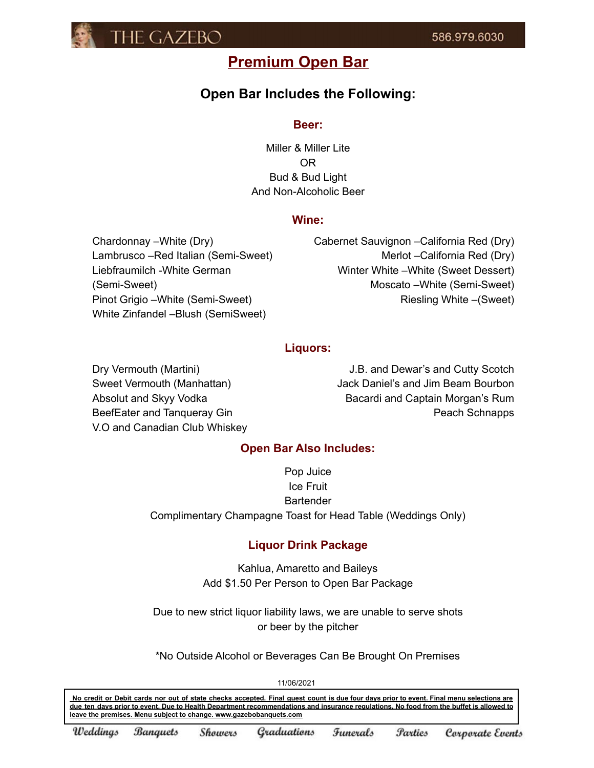# Premium Open Bar

## Open Bar Includes the Following:

### Beer:

Miller & Miller Lite
OR
Bud & Bud Light
And Non-Alcoholic Beer

### Wine:

Chardonnay –White (Dry)
Lambrusco –Red Italian (Semi-Sweet)
Liebfraumilch -White German (Semi-Sweet)
Pinot Grigio –White (Semi-Sweet)
White Zinfandel –Blush (SemiSweet)
Cabernet Sauvignon –California Red (Dry)
Merlot –California Red (Dry)
Winter White –White (Sweet Dessert)
Moscato –White (Semi-Sweet)
Riesling White –(Sweet)

### Liquors:

Dry Vermouth (Martini)
Sweet Vermouth (Manhattan)
Absolut and Skyy Vodka
BeefEater and Tanqueray Gin
V.O and Canadian Club Whiskey
J.B. and Dewar's and Cutty Scotch
Jack Daniel's and Jim Beam Bourbon
Bacardi and Captain Morgan's Rum
Peach Schnapps

### Open Bar Also Includes:

Pop Juice
Ice Fruit
Bartender
Complimentary Champagne Toast for Head Table (Weddings Only)

### Liquor Drink Package

Kahlua, Amaretto and Baileys
Add $1.50 Per Person to Open Bar Package

Due to new strict liquor liability laws, we are unable to serve shots or beer by the pitcher

*No Outside Alcohol or Beverages Can Be Brought On Premises

11/06/2021

**No credit or Debit cards nor out of state checks accepted. Final guest count is due four days prior to event. Final menu selections are due ten days prior to event. Due to Health Department recommendations and insurance regulations. No food from the buffet is allowed to leave the premises. Menu subject to change. www.gazebobanquets.com**

*Weddings Banquets Showers Graduations Funerals Parties Corporate Events*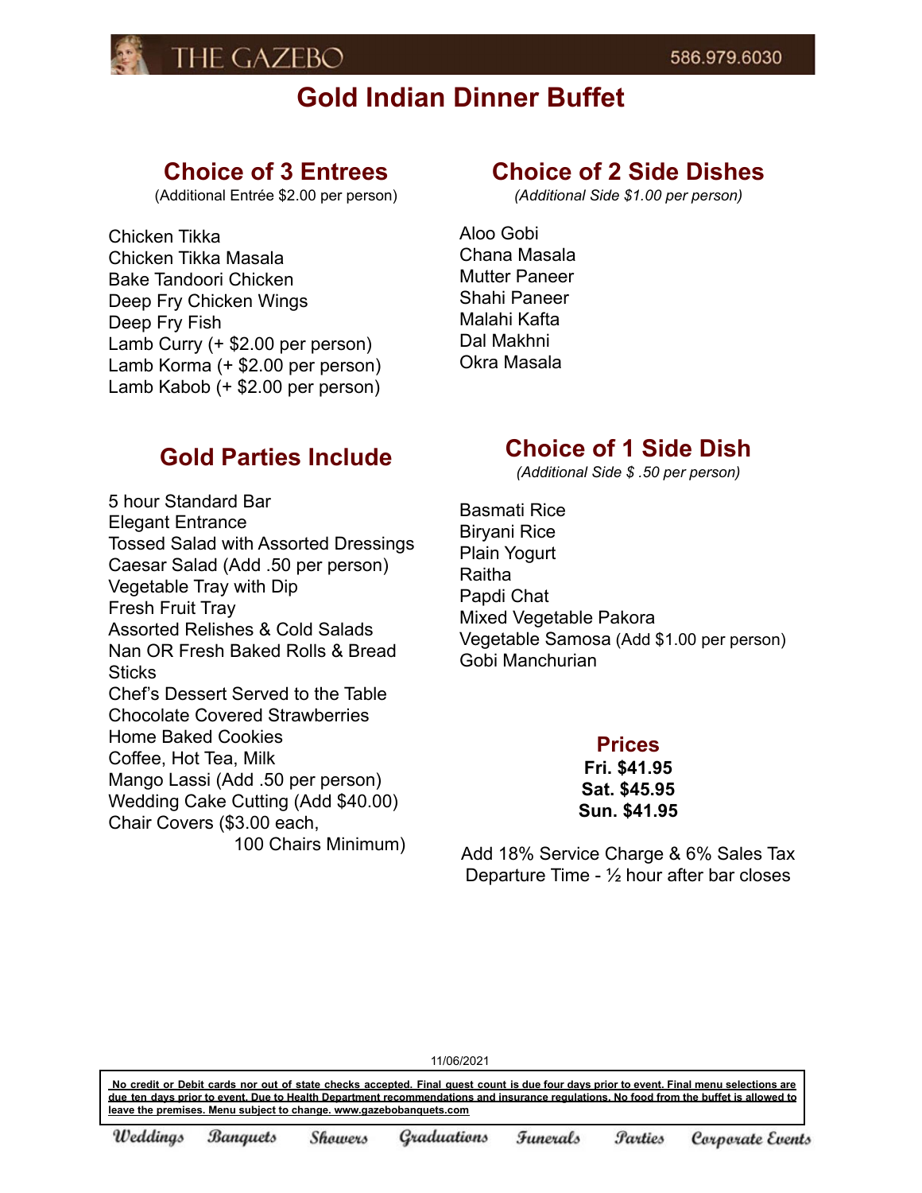THE GAZEBO 586.979.6030

# Gold Indian Dinner Buffet

## Choice of 3 Entrees

(Additional Entrée $2.00 per person)

Chicken Tikka
Chicken Tikka Masala
Bake Tandoori Chicken
Deep Fry Chicken Wings
Deep Fry Fish
Lamb Curry (+ $2.00 per person)
Lamb Korma (+ $2.00 per person)
Lamb Kabob (+ $2.00 per person)

## Gold Parties Include

5 hour Standard Bar
Elegant Entrance
Tossed Salad with Assorted Dressings
Caesar Salad (Add .50 per person)
Vegetable Tray with Dip
Fresh Fruit Tray
Assorted Relishes & Cold Salads
Nan OR Fresh Baked Rolls & Bread Sticks
Chef's Dessert Served to the Table
Chocolate Covered Strawberries
Home Baked Cookies
Coffee, Hot Tea, Milk
Mango Lassi (Add .50 per person)
Wedding Cake Cutting (Add $40.00)
Chair Covers ($3.00 each, 100 Chairs Minimum)

## Choice of 2 Side Dishes

*(Additional Side $1.00 per person)*

Aloo Gobi
Chana Masala
Mutter Paneer
Shahi Paneer
Malahi Kafta
Dal Makhni
Okra Masala

## Choice of 1 Side Dish

*(Additional Side $ .50 per person)*

Basmati Rice
Biryani Rice
Plain Yogurt
Raitha
Papdi Chat
Mixed Vegetable Pakora
Vegetable Samosa (Add $1.00 per person)
Gobi Manchurian

## Prices

**Fri. $41.95**
**Sat. $45.95**
**Sun. $41.95**

Add 18% Service Charge & 6% Sales Tax
Departure Time - ½ hour after bar closes

11/06/2021

**No credit or Debit cards nor out of state checks accepted. Final guest count is due four days prior to event. Final menu selections are due ten days prior to event. Due to Health Department recommendations and insurance regulations, No food from the buffet is allowed to leave the premises. Menu subject to change. www.gazebobanquets.com**

*Weddings Banquets Showers Graduations Funerals Parties Corporate Events*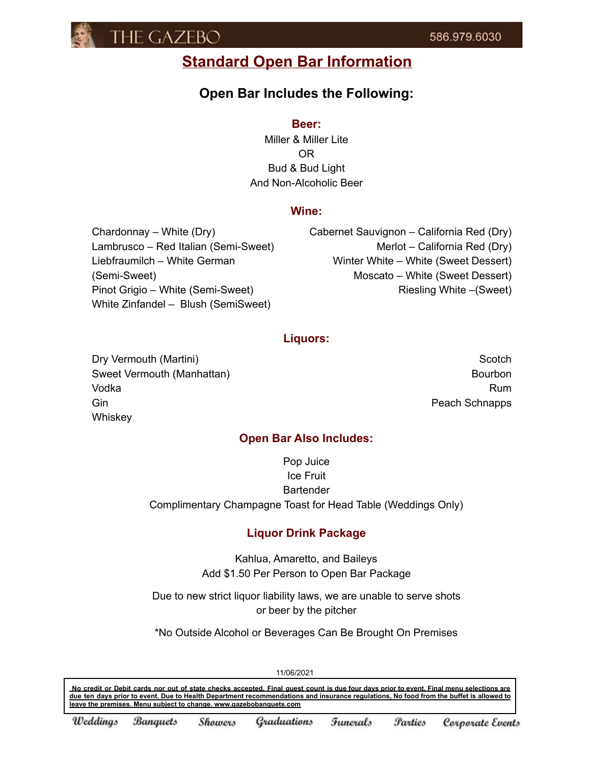# Standard Open Bar Information

## Open Bar Includes the Following:

### Beer:

Miller & Miller Lite
OR
Bud & Bud Light
And Non-Alcoholic Beer

### Wine:

Chardonnay – White (Dry)
Lambrusco – Red Italian (Semi-Sweet)
Liebfraumilch – White German (Semi-Sweet)
Pinot Grigio – White (Semi-Sweet)
White Zinfandel – Blush (SemiSweet)
Cabernet Sauvignon – California Red (Dry)
Merlot – California Red (Dry)
Winter White – White (Sweet Dessert)
Moscato – White (Sweet Dessert)
Riesling White –(Sweet)

### Liquors:

Dry Vermouth (Martini)
Sweet Vermouth (Manhattan)
Vodka
Gin
Whiskey
Scotch
Bourbon
Rum
Peach Schnapps

### Open Bar Also Includes:

Pop Juice
Ice Fruit
Bartender
Complimentary Champagne Toast for Head Table (Weddings Only)

### Liquor Drink Package

Kahlua, Amaretto, and Baileys
Add $1.50 Per Person to Open Bar Package

Due to new strict liquor liability laws, we are unable to serve shots or beer by the pitcher

*No Outside Alcohol or Beverages Can Be Brought On Premises

11/06/2021

**No credit or Debit cards nor out of state checks accepted. Final guest count is due four days prior to event. Final menu selections are due ten days prior to event. Due to Health Department recommendations and insurance regulations, No food from the buffet is allowed to leave the premises. Menu subject to change. www.gazebobanquets.com**

Weddings Banquets Showers Graduations Funerals Parties Corporate Events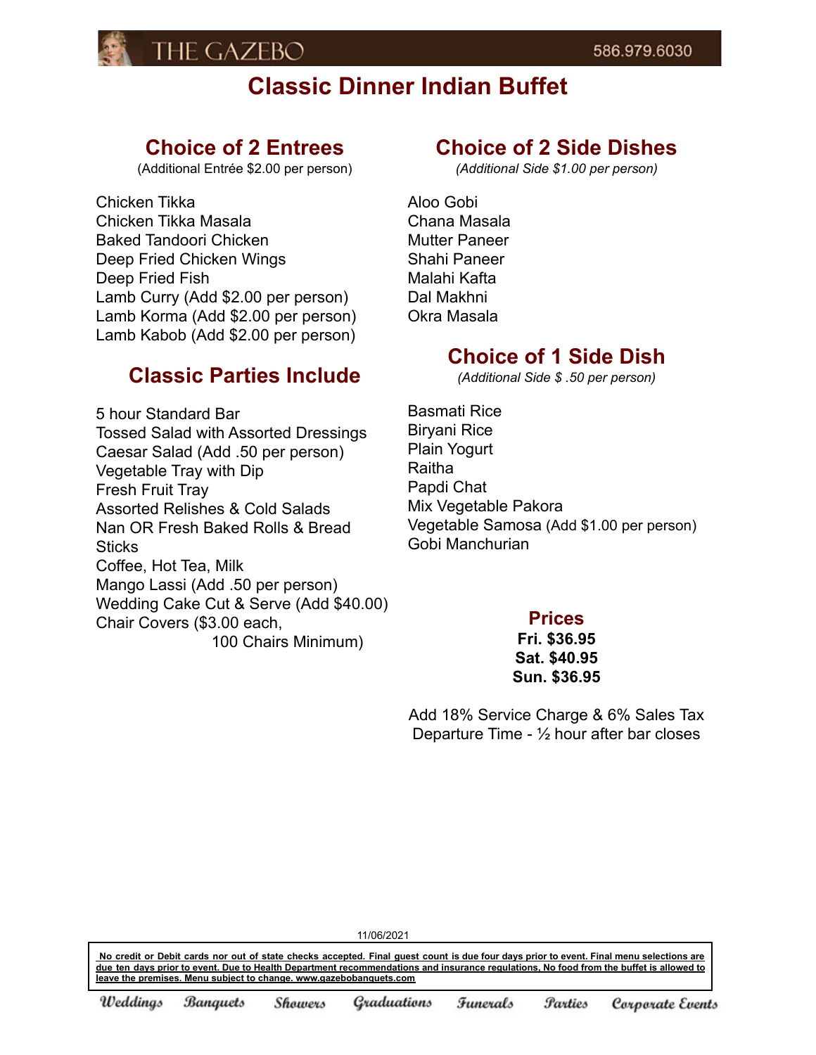# Classic Dinner Indian Buffet

## Choice of 2 Entrees

(Additional Entrée $2.00 per person)

Chicken Tikka
Chicken Tikka Masala
Baked Tandoori Chicken
Deep Fried Chicken Wings
Deep Fried Fish
Lamb Curry (Add $2.00 per person)
Lamb Korma (Add $2.00 per person)
Lamb Kabob (Add $2.00 per person)

## Classic Parties Include

5 hour Standard Bar
Tossed Salad with Assorted Dressings
Caesar Salad (Add .50 per person)
Vegetable Tray with Dip
Fresh Fruit Tray
Assorted Relishes & Cold Salads
Nan OR Fresh Baked Rolls & Bread Sticks
Coffee, Hot Tea, Milk
Mango Lassi (Add .50 per person)
Wedding Cake Cut & Serve (Add $40.00)
Chair Covers ($3.00 each, 100 Chairs Minimum)

## Choice of 2 Side Dishes

*(Additional Side $1.00 per person)*

Aloo Gobi
Chana Masala
Mutter Paneer
Shahi Paneer
Malahi Kafta
Dal Makhni
Okra Masala

## Choice of 1 Side Dish

*(Additional Side $ .50 per person)*

Basmati Rice
Biryani Rice
Plain Yogurt
Raitha
Papdi Chat
Mix Vegetable Pakora
Vegetable Samosa (Add $1.00 per person)
Gobi Manchurian

## Prices

**Fri. $36.95**
**Sat. $40.95**
**Sun. $36.95**

Add 18% Service Charge & 6% Sales Tax
Departure Time - ½ hour after bar closes

11/06/2021

No credit or Debit cards nor out of state checks accepted. Final guest count is due four days prior to event. Final menu selections are due ten days prior to event. Due to Health Department recommendations and insurance regulations, No food from the buffet is allowed to leave the premises. Menu subject to change. www.gazebobanquets.com

*Weddings Banquets Showers Graduations Funerals Parties Corporate Events*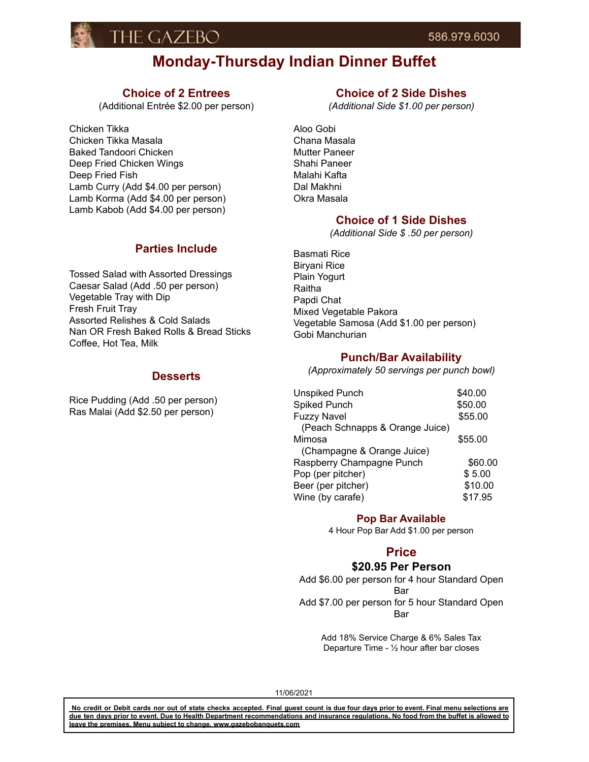THE GAZEBO 586.979.6030

# Monday-Thursday Indian Dinner Buffet

## Choice of 2 Entrees

(Additional Entrée $2.00 per person)

Chicken Tikka
Chicken Tikka Masala
Baked Tandoori Chicken
Deep Fried Chicken Wings
Deep Fried Fish
Lamb Curry (Add $4.00 per person)
Lamb Korma (Add $4.00 per person)
Lamb Kabob (Add $4.00 per person)

## Parties Include

Tossed Salad with Assorted Dressings
Caesar Salad (Add .50 per person)
Vegetable Tray with Dip
Fresh Fruit Tray
Assorted Relishes & Cold Salads
Nan OR Fresh Baked Rolls & Bread Sticks
Coffee, Hot Tea, Milk

## Desserts

Rice Pudding (Add .50 per person)
Ras Malai (Add $2.50 per person)

## Choice of 2 Side Dishes

*(Additional Side $1.00 per person)*

Aloo Gobi
Chana Masala
Mutter Paneer
Shahi Paneer
Malahi Kafta
Dal Makhni
Okra Masala

## Choice of 1 Side Dishes

*(Additional Side $ .50 per person)*

Basmati Rice
Biryani Rice
Plain Yogurt
Raitha
Papdi Chat
Mixed Vegetable Pakora
Vegetable Samosa (Add $1.00 per person)
Gobi Manchurian

## Punch/Bar Availability

*(Approximately 50 servings per punch bowl)*

| Item | Price |
|---|---|
| Unspiked Punch | $40.00 |
| Spiked Punch | $50.00 |
| Fuzzy Navel (Peach Schnapps & Orange Juice) | $55.00 |
| Mimosa (Champagne & Orange Juice) | $55.00 |
| Raspberry Champagne Punch | $60.00 |
| Pop (per pitcher) | $ 5.00 |
| Beer (per pitcher) | $10.00 |
| Wine (by carafe) | $17.95 |

### Pop Bar Available

4 Hour Pop Bar Add $1.00 per person

## Price

**$20.95 Per Person**

Add $6.00 per person for 4 hour Standard Open Bar
Add $7.00 per person for 5 hour Standard Open Bar

Add 18% Service Charge & 6% Sales Tax
Departure Time - ½ hour after bar closes

11/06/2021

**No credit or Debit cards nor out of state checks accepted. Final guest count is due four days prior to event. Final menu selections are due ten days prior to event. Due to Health Department recommendations and insurance regulations, No food from the buffet is allowed to leave the premises. Menu subject to change. www.gazebobanquets.com**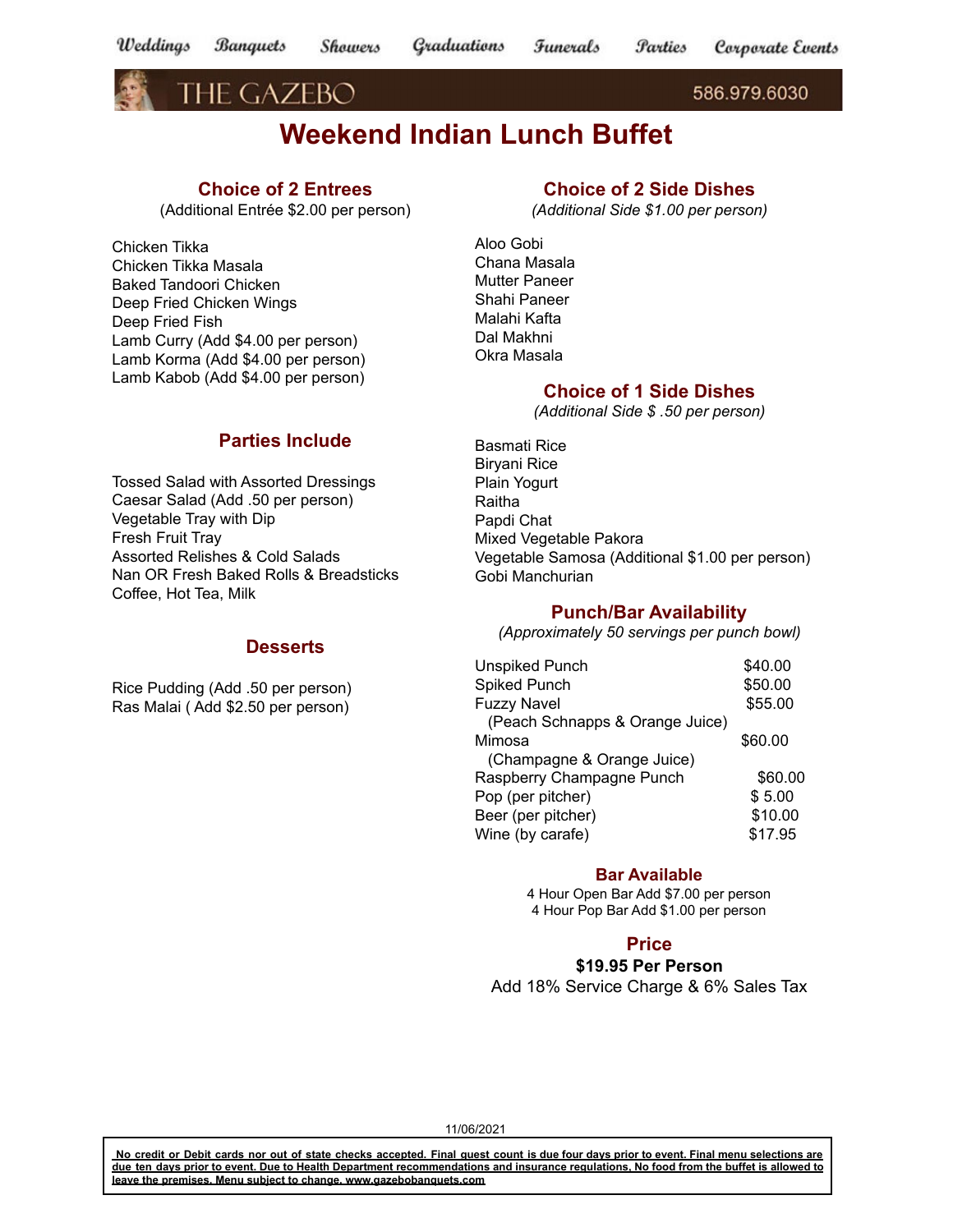Weddings Banquets Showers Graduations Funerals Parties Corporate Events

THE GAZEBO 586.979.6030

# Weekend Indian Lunch Buffet

## Choice of 2 Entrees

(Additional Entrée $2.00 per person)

Chicken Tikka
Chicken Tikka Masala
Baked Tandoori Chicken
Deep Fried Chicken Wings
Deep Fried Fish
Lamb Curry (Add $4.00 per person)
Lamb Korma (Add $4.00 per person)
Lamb Kabob (Add $4.00 per person)

## Parties Include

Tossed Salad with Assorted Dressings
Caesar Salad (Add .50 per person)
Vegetable Tray with Dip
Fresh Fruit Tray
Assorted Relishes & Cold Salads
Nan OR Fresh Baked Rolls & Breadsticks
Coffee, Hot Tea, Milk

## Desserts

Rice Pudding (Add .50 per person)
Ras Malai ( Add $2.50 per person)

## Choice of 2 Side Dishes

*(Additional Side $1.00 per person)*

Aloo Gobi
Chana Masala
Mutter Paneer
Shahi Paneer
Malahi Kafta
Dal Makhni
Okra Masala

## Choice of 1 Side Dishes

*(Additional Side $ .50 per person)*

Basmati Rice
Biryani Rice
Plain Yogurt
Raitha
Papdi Chat
Mixed Vegetable Pakora
Vegetable Samosa (Additional $1.00 per person)
Gobi Manchurian

## Punch/Bar Availability

*(Approximately 50 servings per punch bowl)*

| Item | Price |
|---|---|
| Unspiked Punch | $40.00 |
| Spiked Punch | $50.00 |
| Fuzzy Navel (Peach Schnapps & Orange Juice) | $55.00 |
| Mimosa (Champagne & Orange Juice) | $60.00 |
| Raspberry Champagne Punch | $60.00 |
| Pop (per pitcher) | $ 5.00 |
| Beer (per pitcher) | $10.00 |
| Wine (by carafe) | $17.95 |

## Bar Available

4 Hour Open Bar Add $7.00 per person
4 Hour Pop Bar Add $1.00 per person

## Price

**$19.95 Per Person**

Add 18% Service Charge & 6% Sales Tax

11/06/2021

**No credit or Debit cards nor out of state checks accepted. Final guest count is due four days prior to event. Final menu selections are due ten days prior to event. Due to Health Department recommendations and insurance regulations, No food from the buffet is allowed to leave the premises. Menu subject to change. www.gazebobanquets.com**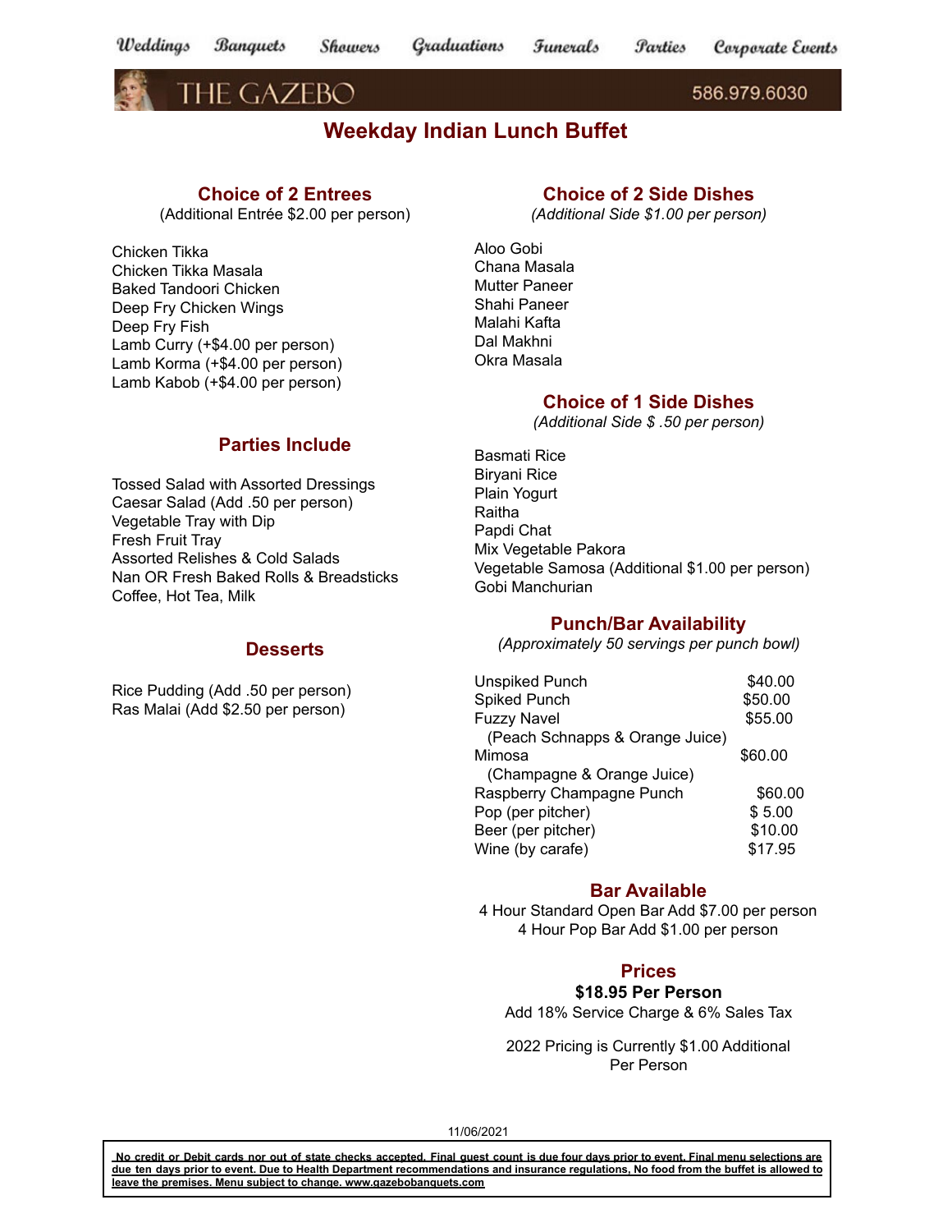Weddings Banquets Showers Graduations Funerals Parties Corporate Events

THE GAZEBO 586.979.6030

# Weekday Indian Lunch Buffet

## Choice of 2 Entrees

(Additional Entrée $2.00 per person)

Chicken Tikka
Chicken Tikka Masala
Baked Tandoori Chicken
Deep Fry Chicken Wings
Deep Fry Fish
Lamb Curry (+$4.00 per person)
Lamb Korma (+$4.00 per person)
Lamb Kabob (+$4.00 per person)

## Parties Include

Tossed Salad with Assorted Dressings
Caesar Salad (Add .50 per person)
Vegetable Tray with Dip
Fresh Fruit Tray
Assorted Relishes & Cold Salads
Nan OR Fresh Baked Rolls & Breadsticks
Coffee, Hot Tea, Milk

## Desserts

Rice Pudding (Add .50 per person)
Ras Malai (Add $2.50 per person)

## Choice of 2 Side Dishes

*(Additional Side $1.00 per person)*

Aloo Gobi
Chana Masala
Mutter Paneer
Shahi Paneer
Malahi Kafta
Dal Makhni
Okra Masala

## Choice of 1 Side Dishes

*(Additional Side $ .50 per person)*

Basmati Rice
Biryani Rice
Plain Yogurt
Raitha
Papdi Chat
Mix Vegetable Pakora
Vegetable Samosa (Additional $1.00 per person)
Gobi Manchurian

## Punch/Bar Availability

*(Approximately 50 servings per punch bowl)*

| Item | Price |
|---|---|
| Unspiked Punch | $40.00 |
| Spiked Punch | $50.00 |
| Fuzzy Navel (Peach Schnapps & Orange Juice) | $55.00 |
| Mimosa (Champagne & Orange Juice) | $60.00 |
| Raspberry Champagne Punch | $60.00 |
| Pop (per pitcher) | $ 5.00 |
| Beer (per pitcher) | $10.00 |
| Wine (by carafe) | $17.95 |

## Bar Available

4 Hour Standard Open Bar Add $7.00 per person
4 Hour Pop Bar Add $1.00 per person

## Prices

**$18.95 Per Person**

Add 18% Service Charge & 6% Sales Tax

2022 Pricing is Currently $1.00 Additional Per Person

11/06/2021

**No credit or Debit cards nor out of state checks accepted. Final guest count is due four days prior to event. Final menu selections are due ten days prior to event. Due to Health Department recommendations and insurance regulations, No food from the buffet is allowed to leave the premises. Menu subject to change. www.gazebobanquets.com**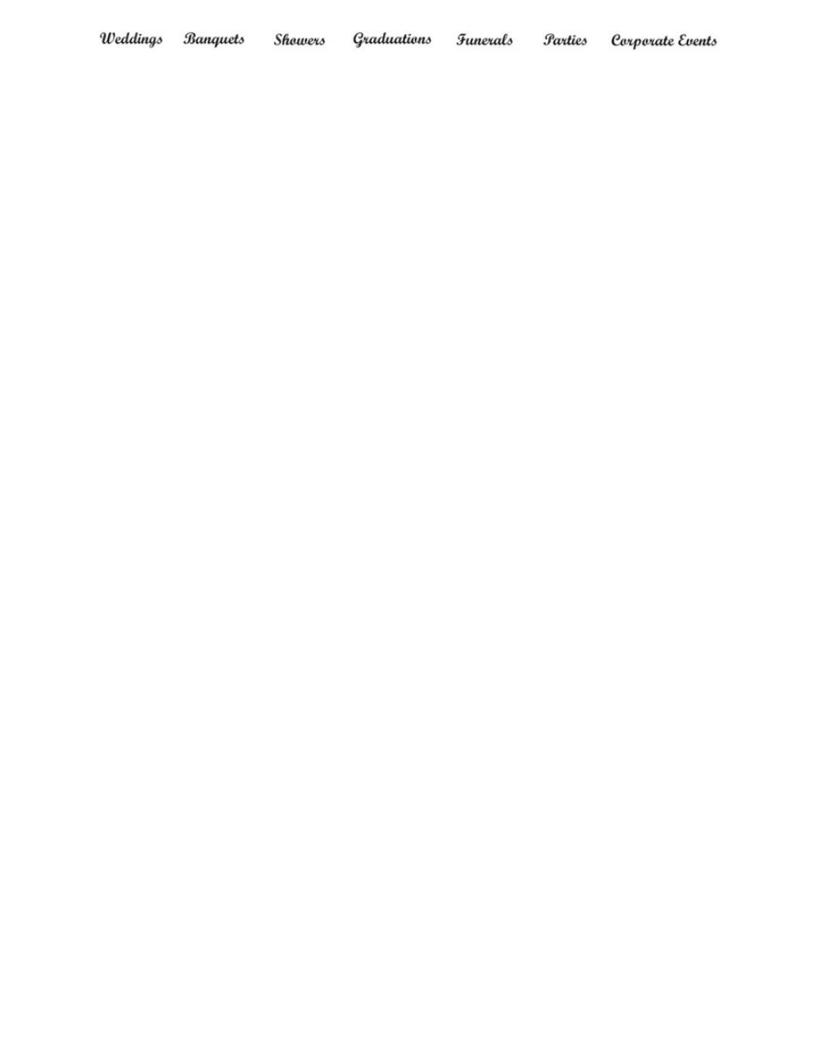Weddings Banquets Showers Graduations Funerals Parties Corporate Events